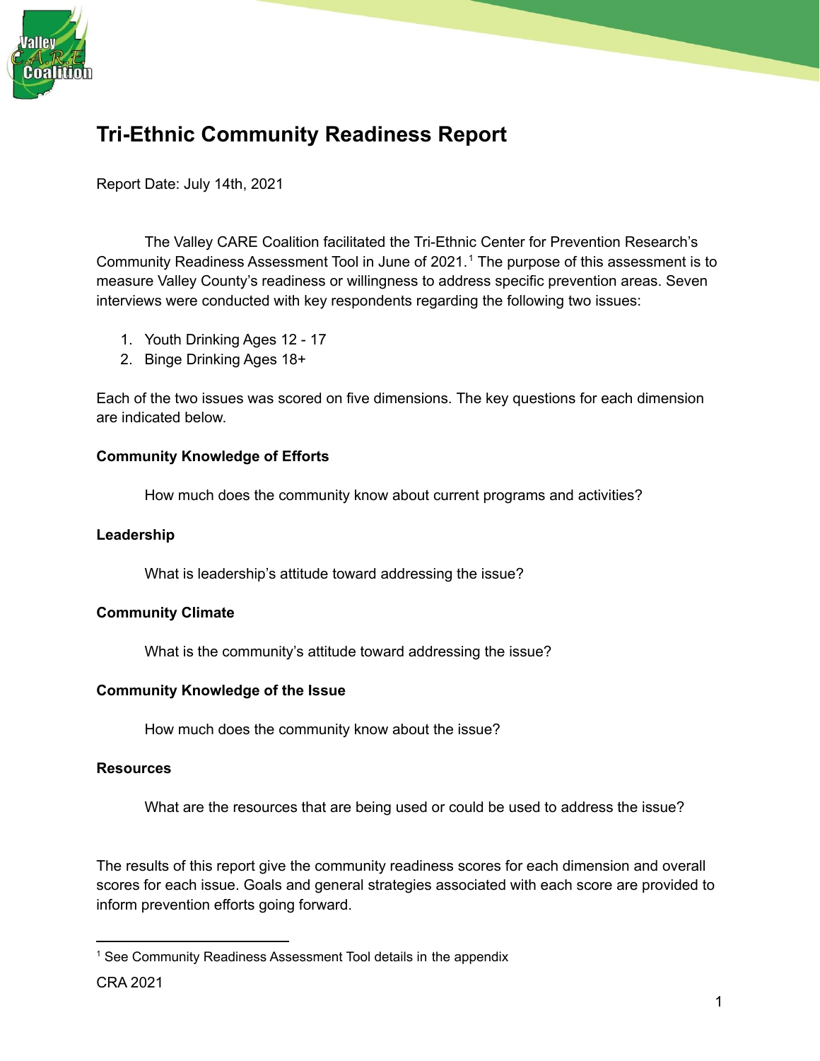# Tri-Ethnic Community Readiness Report

Report Date: July 14th, 2021

The Valley CARE Coalition facilitated the Tri-Ethnic Center for Prevention Research's Community Readiness Assessment Tool in June of 2021.[1] The purpose of this assessment is to measure Valley County's readiness or willingness to address specific prevention areas. Seven interviews were conducted with key respondents regarding the following two issues:

1. Youth Drinking Ages 12 - 17
2. Binge Drinking Ages 18+

Each of the two issues was scored on five dimensions. The key questions for each dimension are indicated below.

**Community Knowledge of Efforts**

How much does the community know about current programs and activities?

**Leadership**

What is leadership's attitude toward addressing the issue?

**Community Climate**

What is the community's attitude toward addressing the issue?

**Community Knowledge of the Issue**

How much does the community know about the issue?

**Resources**

What are the resources that are being used or could be used to address the issue?

The results of this report give the community readiness scores for each dimension and overall scores for each issue. Goals and general strategies associated with each score are provided to inform prevention efforts going forward.

[1] See Community Readiness Assessment Tool details in the appendix

CRA 2021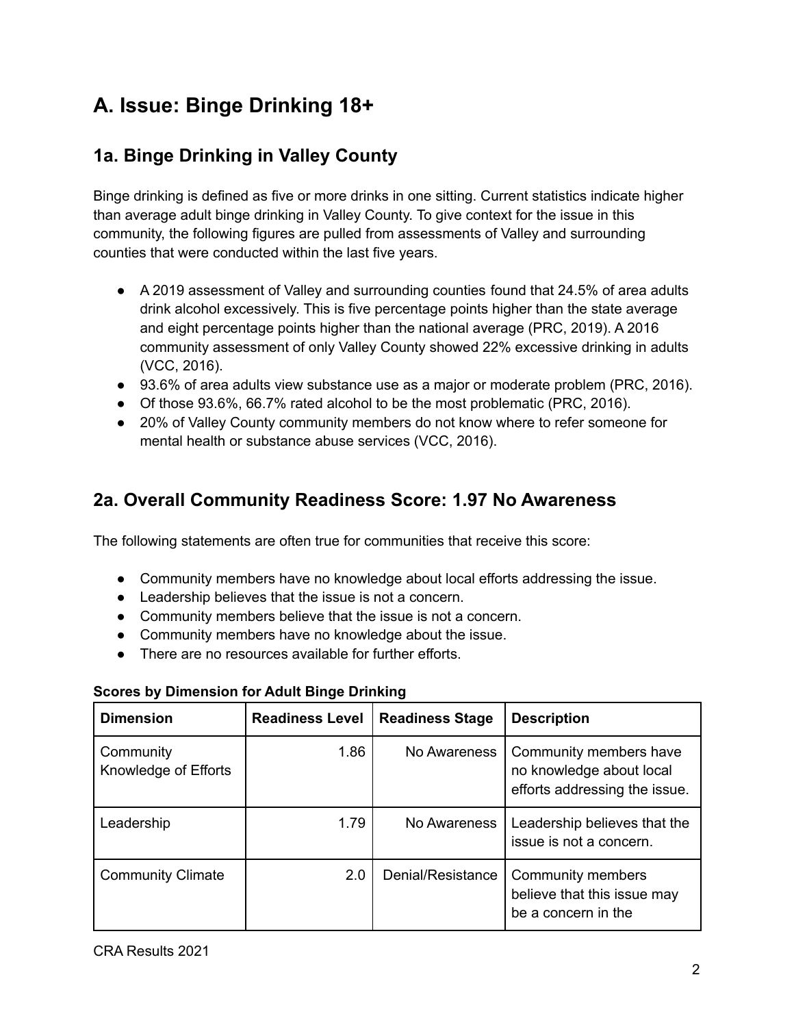# A. Issue: Binge Drinking 18+

## 1a. Binge Drinking in Valley County

Binge drinking is defined as five or more drinks in one sitting. Current statistics indicate higher than average adult binge drinking in Valley County. To give context for the issue in this community, the following figures are pulled from assessments of Valley and surrounding counties that were conducted within the last five years.

- A 2019 assessment of Valley and surrounding counties found that 24.5% of area adults drink alcohol excessively. This is five percentage points higher than the state average and eight percentage points higher than the national average (PRC, 2019). A 2016 community assessment of only Valley County showed 22% excessive drinking in adults (VCC, 2016).
- 93.6% of area adults view substance use as a major or moderate problem (PRC, 2016).
- Of those 93.6%, 66.7% rated alcohol to be the most problematic (PRC, 2016).
- 20% of Valley County community members do not know where to refer someone for mental health or substance abuse services (VCC, 2016).

## 2a. Overall Community Readiness Score: 1.97 No Awareness

The following statements are often true for communities that receive this score:

- Community members have no knowledge about local efforts addressing the issue.
- Leadership believes that the issue is not a concern.
- Community members believe that the issue is not a concern.
- Community members have no knowledge about the issue.
- There are no resources available for further efforts.

**Scores by Dimension for Adult Binge Drinking**

| Dimension | Readiness Level | Readiness Stage | Description |
|---|---|---|---|
| Community Knowledge of Efforts | 1.86 | No Awareness | Community members have no knowledge about local efforts addressing the issue. |
| Leadership | 1.79 | No Awareness | Leadership believes that the issue is not a concern. |
| Community Climate | 2.0 | Denial/Resistance | Community members believe that this issue may be a concern in the |

CRA Results 2021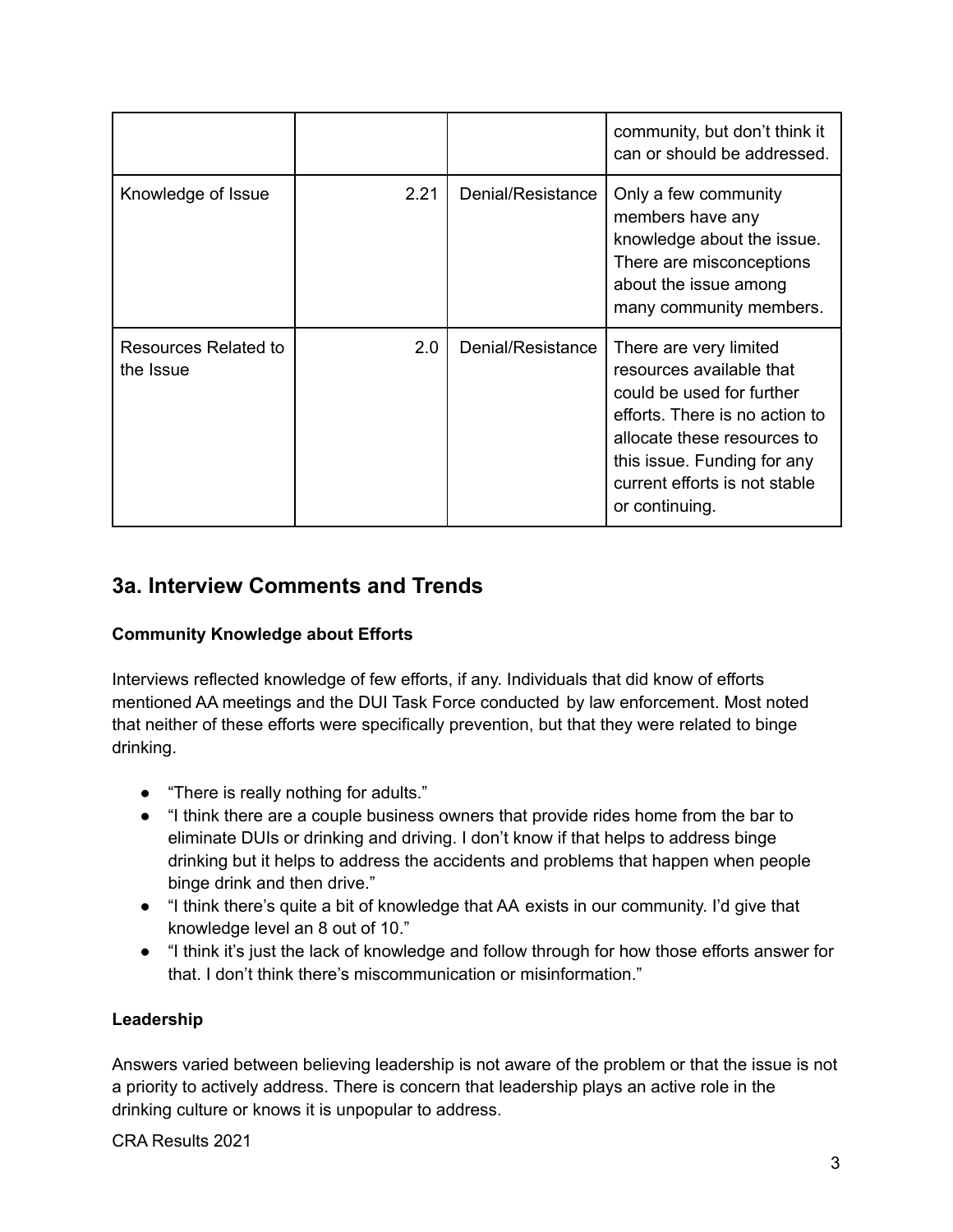| | | | community, but don't think it can or should be addressed. |
|---|---|---|---|
| Knowledge of Issue | 2.21 | Denial/Resistance | Only a few community members have any knowledge about the issue. There are misconceptions about the issue among many community members. |
| Resources Related to the Issue | 2.0 | Denial/Resistance | There are very limited resources available that could be used for further efforts. There is no action to allocate these resources to this issue. Funding for any current efforts is not stable or continuing. |

## 3a. Interview Comments and Trends

**Community Knowledge about Efforts**

Interviews reflected knowledge of few efforts, if any. Individuals that did know of efforts mentioned AA meetings and the DUI Task Force conducted by law enforcement. Most noted that neither of these efforts were specifically prevention, but that they were related to binge drinking.

- "There is really nothing for adults."
- "I think there are a couple business owners that provide rides home from the bar to eliminate DUIs or drinking and driving. I don't know if that helps to address binge drinking but it helps to address the accidents and problems that happen when people binge drink and then drive."
- "I think there's quite a bit of knowledge that AA exists in our community. I'd give that knowledge level an 8 out of 10."
- "I think it's just the lack of knowledge and follow through for how those efforts answer for that. I don't think there's miscommunication or misinformation."

**Leadership**

Answers varied between believing leadership is not aware of the problem or that the issue is not a priority to actively address. There is concern that leadership plays an active role in the drinking culture or knows it is unpopular to address.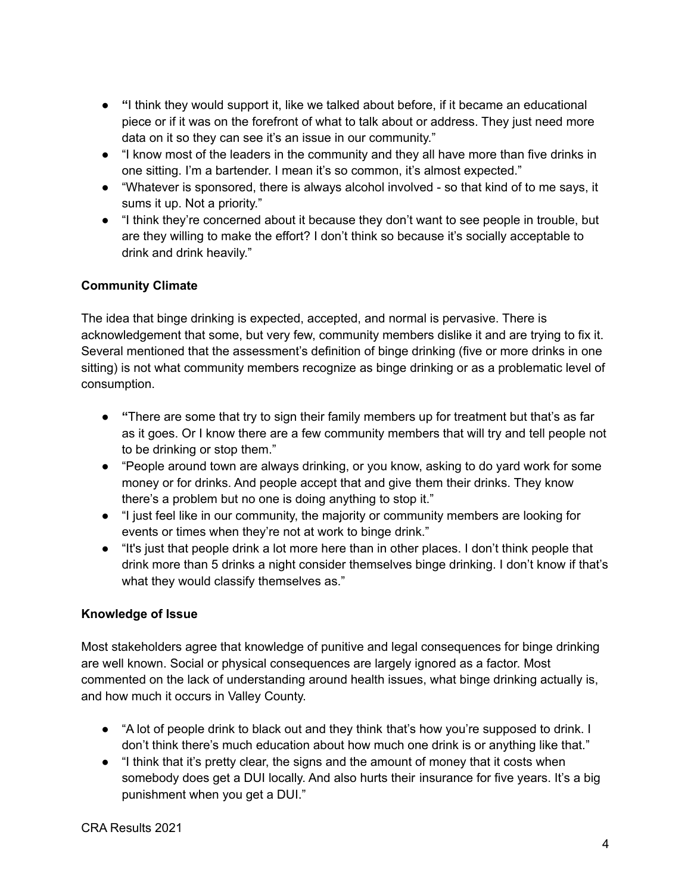- "I think they would support it, like we talked about before, if it became an educational piece or if it was on the forefront of what to talk about or address. They just need more data on it so they can see it's an issue in our community."
- "I know most of the leaders in the community and they all have more than five drinks in one sitting. I'm a bartender. I mean it's so common, it's almost expected."
- "Whatever is sponsored, there is always alcohol involved - so that kind of to me says, it sums it up. Not a priority."
- "I think they're concerned about it because they don't want to see people in trouble, but are they willing to make the effort? I don't think so because it's socially acceptable to drink and drink heavily."

**Community Climate**

The idea that binge drinking is expected, accepted, and normal is pervasive. There is acknowledgement that some, but very few, community members dislike it and are trying to fix it. Several mentioned that the assessment's definition of binge drinking (five or more drinks in one sitting) is not what community members recognize as binge drinking or as a problematic level of consumption.

- "There are some that try to sign their family members up for treatment but that's as far as it goes. Or I know there are a few community members that will try and tell people not to be drinking or stop them."
- "People around town are always drinking, or you know, asking to do yard work for some money or for drinks. And people accept that and give them their drinks. They know there's a problem but no one is doing anything to stop it."
- "I just feel like in our community, the majority or community members are looking for events or times when they're not at work to binge drink."
- "It's just that people drink a lot more here than in other places. I don't think people that drink more than 5 drinks a night consider themselves binge drinking. I don't know if that's what they would classify themselves as."

**Knowledge of Issue**

Most stakeholders agree that knowledge of punitive and legal consequences for binge drinking are well known. Social or physical consequences are largely ignored as a factor. Most commented on the lack of understanding around health issues, what binge drinking actually is, and how much it occurs in Valley County.

- "A lot of people drink to black out and they think that's how you're supposed to drink. I don't think there's much education about how much one drink is or anything like that."
- "I think that it's pretty clear, the signs and the amount of money that it costs when somebody does get a DUI locally. And also hurts their insurance for five years. It's a big punishment when you get a DUI."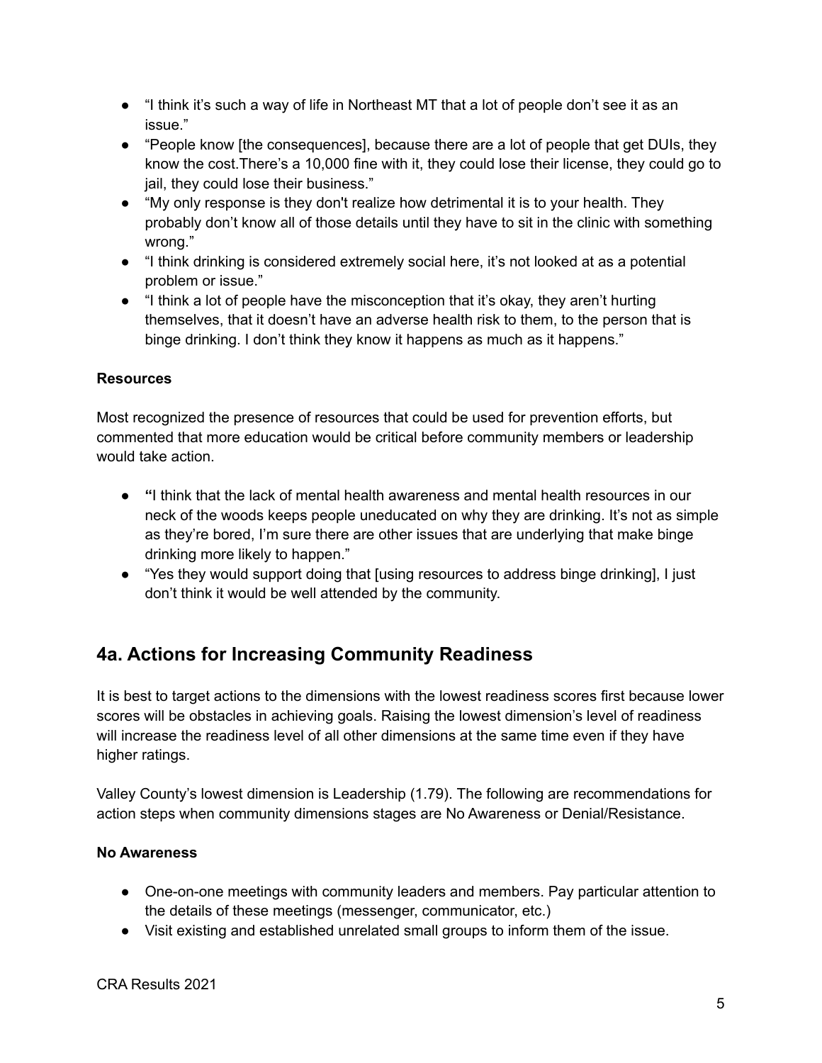- "I think it's such a way of life in Northeast MT that a lot of people don't see it as an issue."
- "People know [the consequences], because there are a lot of people that get DUIs, they know the cost.There's a 10,000 fine with it, they could lose their license, they could go to jail, they could lose their business."
- "My only response is they don't realize how detrimental it is to your health. They probably don't know all of those details until they have to sit in the clinic with something wrong."
- "I think drinking is considered extremely social here, it's not looked at as a potential problem or issue."
- "I think a lot of people have the misconception that it's okay, they aren't hurting themselves, that it doesn't have an adverse health risk to them, to the person that is binge drinking. I don't think they know it happens as much as it happens."

**Resources**

Most recognized the presence of resources that could be used for prevention efforts, but commented that more education would be critical before community members or leadership would take action.

- **"**I think that the lack of mental health awareness and mental health resources in our neck of the woods keeps people uneducated on why they are drinking. It's not as simple as they're bored, I'm sure there are other issues that are underlying that make binge drinking more likely to happen."
- "Yes they would support doing that [using resources to address binge drinking], I just don't think it would be well attended by the community.

## 4a. Actions for Increasing Community Readiness

It is best to target actions to the dimensions with the lowest readiness scores first because lower scores will be obstacles in achieving goals. Raising the lowest dimension's level of readiness will increase the readiness level of all other dimensions at the same time even if they have higher ratings.

Valley County's lowest dimension is Leadership (1.79). The following are recommendations for action steps when community dimensions stages are No Awareness or Denial/Resistance.

**No Awareness**

- One-on-one meetings with community leaders and members. Pay particular attention to the details of these meetings (messenger, communicator, etc.)
- Visit existing and established unrelated small groups to inform them of the issue.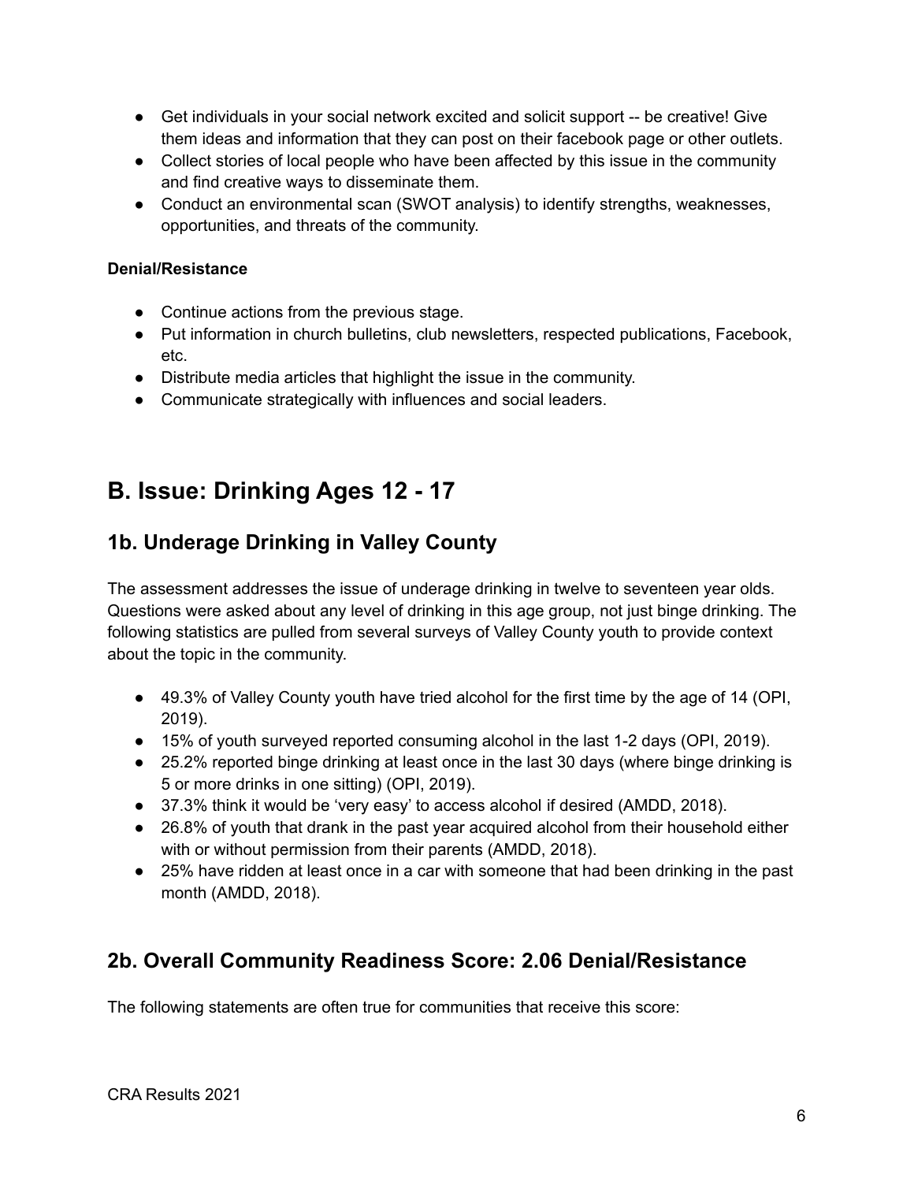- Get individuals in your social network excited and solicit support -- be creative! Give them ideas and information that they can post on their facebook page or other outlets.
- Collect stories of local people who have been affected by this issue in the community and find creative ways to disseminate them.
- Conduct an environmental scan (SWOT analysis) to identify strengths, weaknesses, opportunities, and threats of the community.

**Denial/Resistance**

- Continue actions from the previous stage.
- Put information in church bulletins, club newsletters, respected publications, Facebook, etc.
- Distribute media articles that highlight the issue in the community.
- Communicate strategically with influences and social leaders.

# B. Issue: Drinking Ages 12 - 17

## 1b. Underage Drinking in Valley County

The assessment addresses the issue of underage drinking in twelve to seventeen year olds. Questions were asked about any level of drinking in this age group, not just binge drinking. The following statistics are pulled from several surveys of Valley County youth to provide context about the topic in the community.

- 49.3% of Valley County youth have tried alcohol for the first time by the age of 14 (OPI, 2019).
- 15% of youth surveyed reported consuming alcohol in the last 1-2 days (OPI, 2019).
- 25.2% reported binge drinking at least once in the last 30 days (where binge drinking is 5 or more drinks in one sitting) (OPI, 2019).
- 37.3% think it would be 'very easy' to access alcohol if desired (AMDD, 2018).
- 26.8% of youth that drank in the past year acquired alcohol from their household either with or without permission from their parents (AMDD, 2018).
- 25% have ridden at least once in a car with someone that had been drinking in the past month (AMDD, 2018).

## 2b. Overall Community Readiness Score: 2.06 Denial/Resistance

The following statements are often true for communities that receive this score: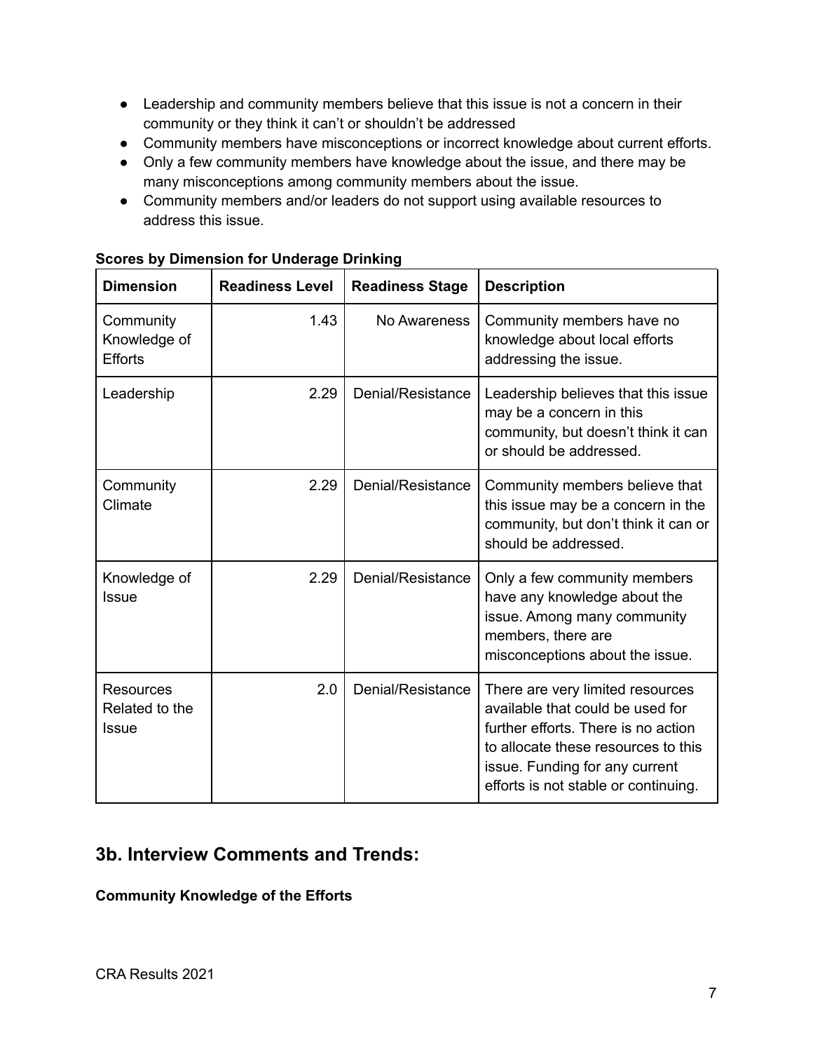- Leadership and community members believe that this issue is not a concern in their community or they think it can't or shouldn't be addressed
- Community members have misconceptions or incorrect knowledge about current efforts.
- Only a few community members have knowledge about the issue, and there may be many misconceptions among community members about the issue.
- Community members and/or leaders do not support using available resources to address this issue.

**Scores by Dimension for Underage Drinking**

| Dimension | Readiness Level | Readiness Stage | Description |
|---|---|---|---|
| Community Knowledge of Efforts | 1.43 | No Awareness | Community members have no knowledge about local efforts addressing the issue. |
| Leadership | 2.29 | Denial/Resistance | Leadership believes that this issue may be a concern in this community, but doesn't think it can or should be addressed. |
| Community Climate | 2.29 | Denial/Resistance | Community members believe that this issue may be a concern in the community, but don't think it can or should be addressed. |
| Knowledge of Issue | 2.29 | Denial/Resistance | Only a few community members have any knowledge about the issue. Among many community members, there are misconceptions about the issue. |
| Resources Related to the Issue | 2.0 | Denial/Resistance | There are very limited resources available that could be used for further efforts. There is no action to allocate these resources to this issue. Funding for any current efforts is not stable or continuing. |

## 3b. Interview Comments and Trends:

**Community Knowledge of the Efforts**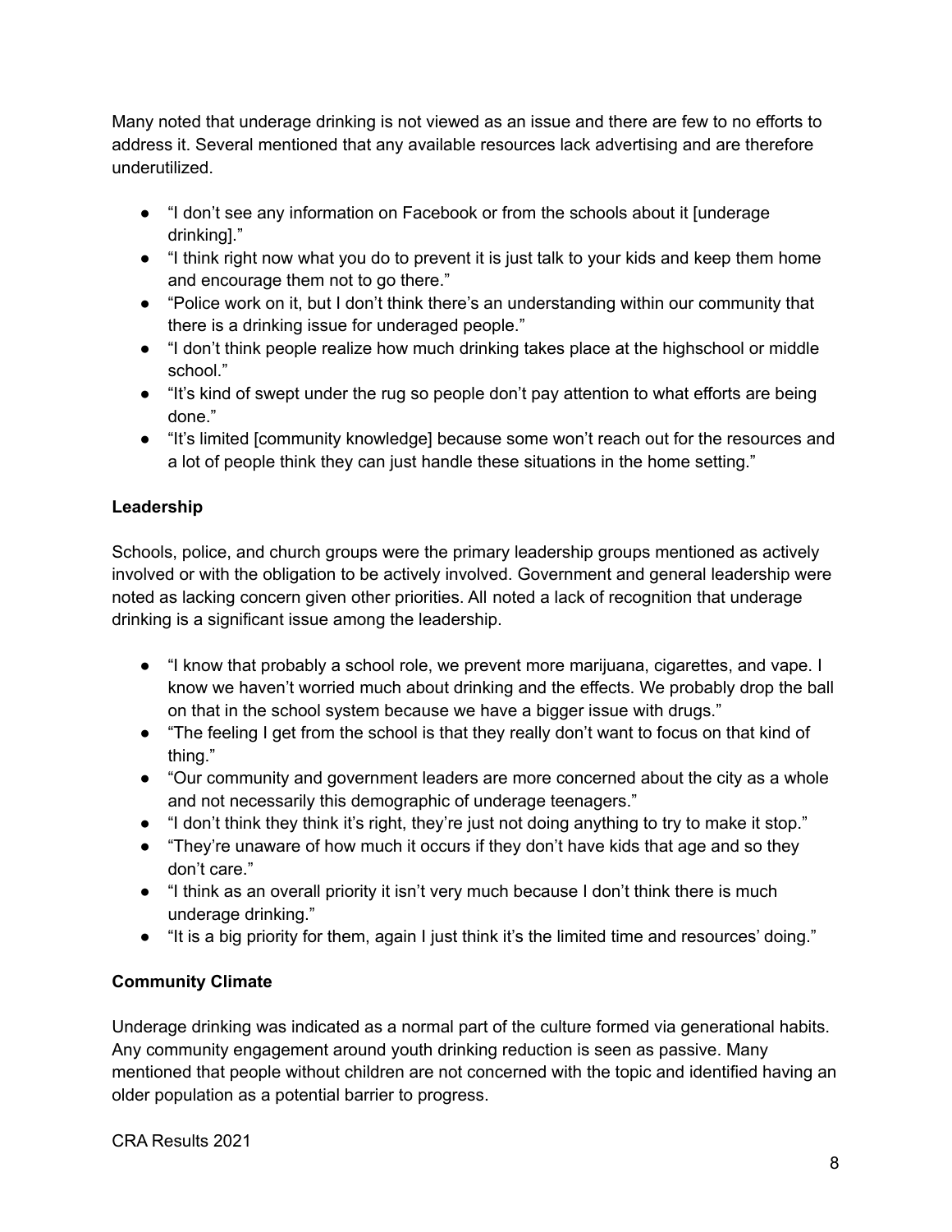Many noted that underage drinking is not viewed as an issue and there are few to no efforts to address it. Several mentioned that any available resources lack advertising and are therefore underutilized.

- "I don't see any information on Facebook or from the schools about it [underage drinking]."
- "I think right now what you do to prevent it is just talk to your kids and keep them home and encourage them not to go there."
- "Police work on it, but I don't think there's an understanding within our community that there is a drinking issue for underaged people."
- "I don't think people realize how much drinking takes place at the highschool or middle school."
- "It's kind of swept under the rug so people don't pay attention to what efforts are being done."
- "It's limited [community knowledge] because some won't reach out for the resources and a lot of people think they can just handle these situations in the home setting."

**Leadership**

Schools, police, and church groups were the primary leadership groups mentioned as actively involved or with the obligation to be actively involved. Government and general leadership were noted as lacking concern given other priorities. All noted a lack of recognition that underage drinking is a significant issue among the leadership.

- "I know that probably a school role, we prevent more marijuana, cigarettes, and vape. I know we haven't worried much about drinking and the effects. We probably drop the ball on that in the school system because we have a bigger issue with drugs."
- "The feeling I get from the school is that they really don't want to focus on that kind of thing."
- "Our community and government leaders are more concerned about the city as a whole and not necessarily this demographic of underage teenagers."
- "I don't think they think it's right, they're just not doing anything to try to make it stop."
- "They're unaware of how much it occurs if they don't have kids that age and so they don't care."
- "I think as an overall priority it isn't very much because I don't think there is much underage drinking."
- "It is a big priority for them, again I just think it's the limited time and resources' doing."

**Community Climate**

Underage drinking was indicated as a normal part of the culture formed via generational habits. Any community engagement around youth drinking reduction is seen as passive. Many mentioned that people without children are not concerned with the topic and identified having an older population as a potential barrier to progress.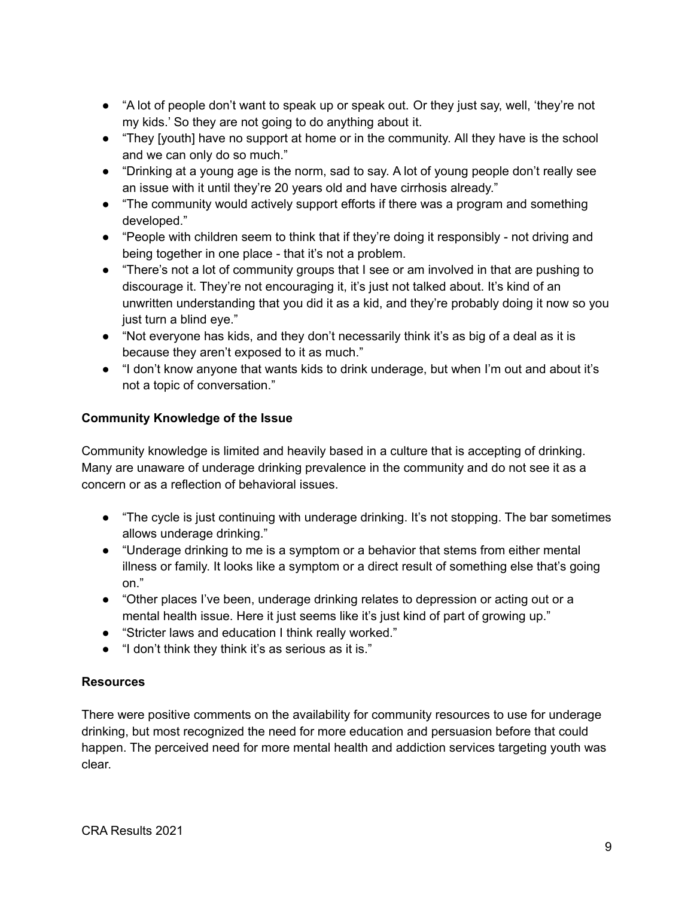- "A lot of people don't want to speak up or speak out. Or they just say, well, 'they're not my kids.' So they are not going to do anything about it.
- "They [youth] have no support at home or in the community. All they have is the school and we can only do so much."
- "Drinking at a young age is the norm, sad to say. A lot of young people don't really see an issue with it until they're 20 years old and have cirrhosis already."
- "The community would actively support efforts if there was a program and something developed."
- "People with children seem to think that if they're doing it responsibly - not driving and being together in one place - that it's not a problem.
- "There's not a lot of community groups that I see or am involved in that are pushing to discourage it. They're not encouraging it, it's just not talked about. It's kind of an unwritten understanding that you did it as a kid, and they're probably doing it now so you just turn a blind eye."
- "Not everyone has kids, and they don't necessarily think it's as big of a deal as it is because they aren't exposed to it as much."
- "I don't know anyone that wants kids to drink underage, but when I'm out and about it's not a topic of conversation."

**Community Knowledge of the Issue**

Community knowledge is limited and heavily based in a culture that is accepting of drinking. Many are unaware of underage drinking prevalence in the community and do not see it as a concern or as a reflection of behavioral issues.

- "The cycle is just continuing with underage drinking. It's not stopping. The bar sometimes allows underage drinking."
- "Underage drinking to me is a symptom or a behavior that stems from either mental illness or family. It looks like a symptom or a direct result of something else that's going on."
- "Other places I've been, underage drinking relates to depression or acting out or a mental health issue. Here it just seems like it's just kind of part of growing up."
- "Stricter laws and education I think really worked."
- "I don't think they think it's as serious as it is."

**Resources**

There were positive comments on the availability for community resources to use for underage drinking, but most recognized the need for more education and persuasion before that could happen. The perceived need for more mental health and addiction services targeting youth was clear.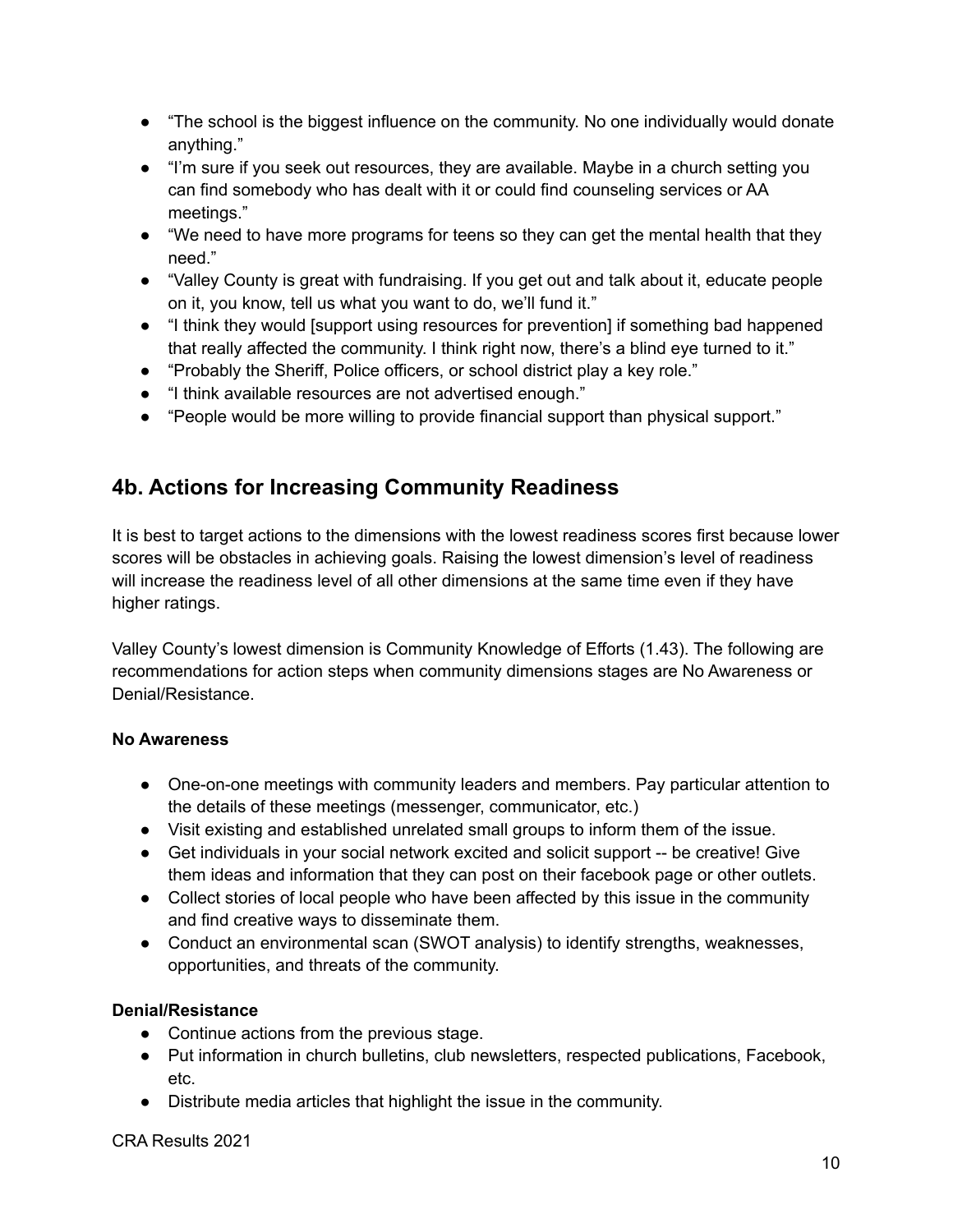- "The school is the biggest influence on the community. No one individually would donate anything."
- "I'm sure if you seek out resources, they are available. Maybe in a church setting you can find somebody who has dealt with it or could find counseling services or AA meetings."
- "We need to have more programs for teens so they can get the mental health that they need."
- "Valley County is great with fundraising. If you get out and talk about it, educate people on it, you know, tell us what you want to do, we'll fund it."
- "I think they would [support using resources for prevention] if something bad happened that really affected the community. I think right now, there's a blind eye turned to it."
- "Probably the Sheriff, Police officers, or school district play a key role."
- "I think available resources are not advertised enough."
- "People would be more willing to provide financial support than physical support."

## 4b. Actions for Increasing Community Readiness

It is best to target actions to the dimensions with the lowest readiness scores first because lower scores will be obstacles in achieving goals. Raising the lowest dimension's level of readiness will increase the readiness level of all other dimensions at the same time even if they have higher ratings.

Valley County's lowest dimension is Community Knowledge of Efforts (1.43). The following are recommendations for action steps when community dimensions stages are No Awareness or Denial/Resistance.

**No Awareness**

- One-on-one meetings with community leaders and members. Pay particular attention to the details of these meetings (messenger, communicator, etc.)
- Visit existing and established unrelated small groups to inform them of the issue.
- Get individuals in your social network excited and solicit support -- be creative! Give them ideas and information that they can post on their facebook page or other outlets.
- Collect stories of local people who have been affected by this issue in the community and find creative ways to disseminate them.
- Conduct an environmental scan (SWOT analysis) to identify strengths, weaknesses, opportunities, and threats of the community.

**Denial/Resistance**

- Continue actions from the previous stage.
- Put information in church bulletins, club newsletters, respected publications, Facebook, etc.
- Distribute media articles that highlight the issue in the community.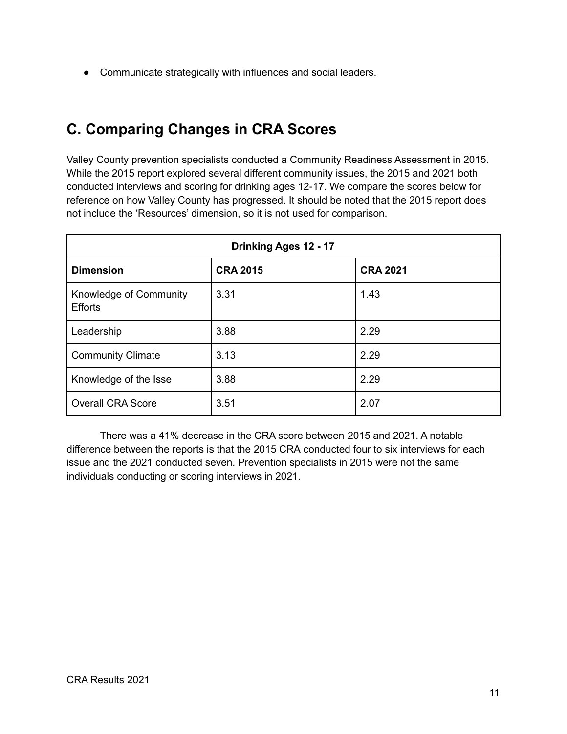- Communicate strategically with influences and social leaders.

## C. Comparing Changes in CRA Scores

Valley County prevention specialists conducted a Community Readiness Assessment in 2015. While the 2015 report explored several different community issues, the 2015 and 2021 both conducted interviews and scoring for drinking ages 12-17. We compare the scores below for reference on how Valley County has progressed. It should be noted that the 2015 report does not include the 'Resources' dimension, so it is not used for comparison.

| Drinking Ages 12 - 17 | | |
|---|---|---|
| **Dimension** | **CRA 2015** | **CRA 2021** |
| Knowledge of Community Efforts | 3.31 | 1.43 |
| Leadership | 3.88 | 2.29 |
| Community Climate | 3.13 | 2.29 |
| Knowledge of the Isse | 3.88 | 2.29 |
| Overall CRA Score | 3.51 | 2.07 |

There was a 41% decrease in the CRA score between 2015 and 2021. A notable difference between the reports is that the 2015 CRA conducted four to six interviews for each issue and the 2021 conducted seven. Prevention specialists in 2015 were not the same individuals conducting or scoring interviews in 2021.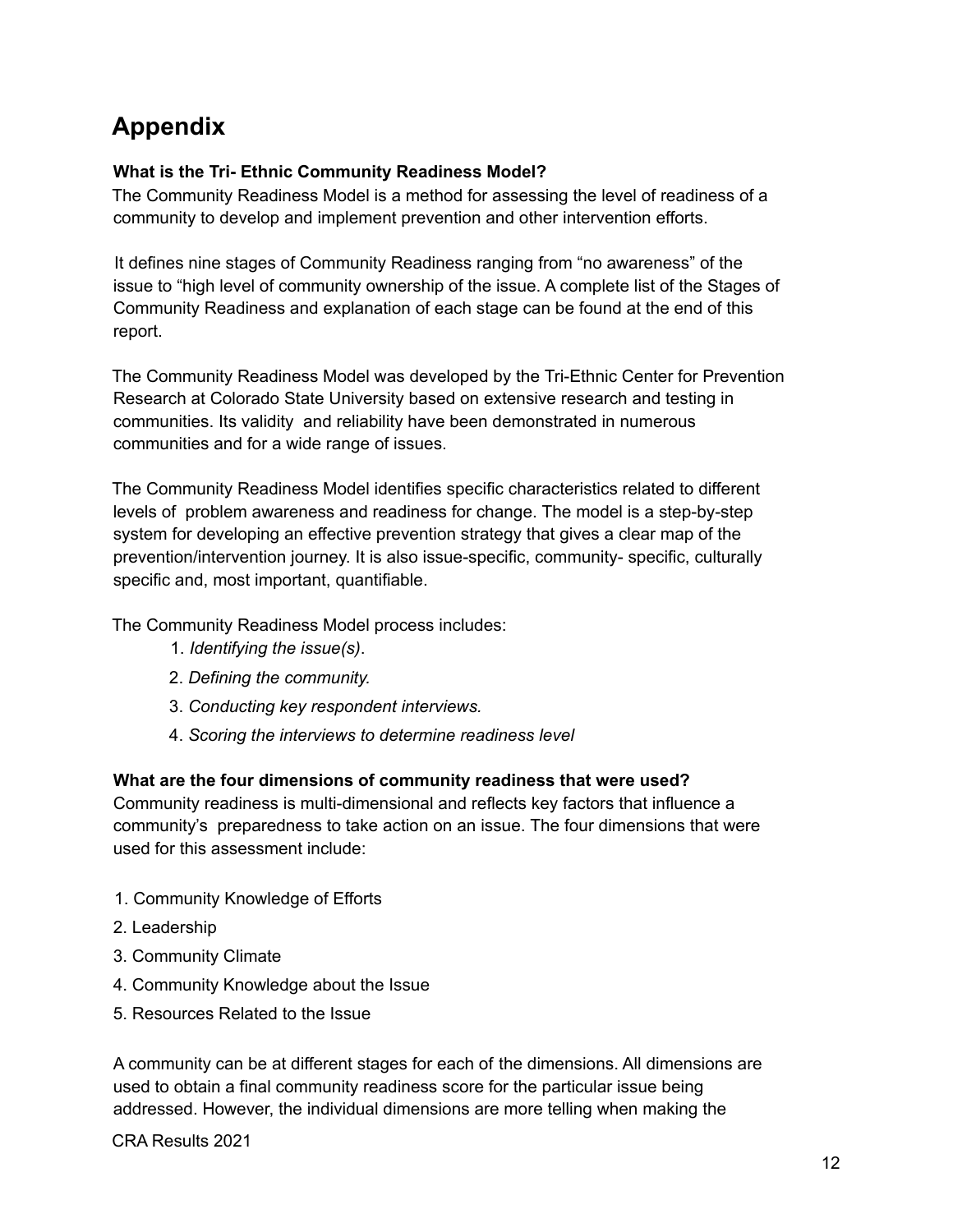# Appendix

**What is the Tri- Ethnic Community Readiness Model?**

The Community Readiness Model is a method for assessing the level of readiness of a community to develop and implement prevention and other intervention efforts.

It defines nine stages of Community Readiness ranging from "no awareness" of the issue to "high level of community ownership of the issue. A complete list of the Stages of Community Readiness and explanation of each stage can be found at the end of this report.

The Community Readiness Model was developed by the Tri-Ethnic Center for Prevention Research at Colorado State University based on extensive research and testing in communities. Its validity and reliability have been demonstrated in numerous communities and for a wide range of issues.

The Community Readiness Model identifies specific characteristics related to different levels of problem awareness and readiness for change. The model is a step-by-step system for developing an effective prevention strategy that gives a clear map of the prevention/intervention journey. It is also issue-specific, community- specific, culturally specific and, most important, quantifiable.

The Community Readiness Model process includes:

1. *Identifying the issue(s)*.
2. *Defining the community.*
3. *Conducting key respondent interviews.*
4. *Scoring the interviews to determine readiness level*

**What are the four dimensions of community readiness that were used?**

Community readiness is multi-dimensional and reflects key factors that influence a community's preparedness to take action on an issue. The four dimensions that were used for this assessment include:

1. Community Knowledge of Efforts
2. Leadership
3. Community Climate
4. Community Knowledge about the Issue
5. Resources Related to the Issue

A community can be at different stages for each of the dimensions. All dimensions are used to obtain a final community readiness score for the particular issue being addressed. However, the individual dimensions are more telling when making the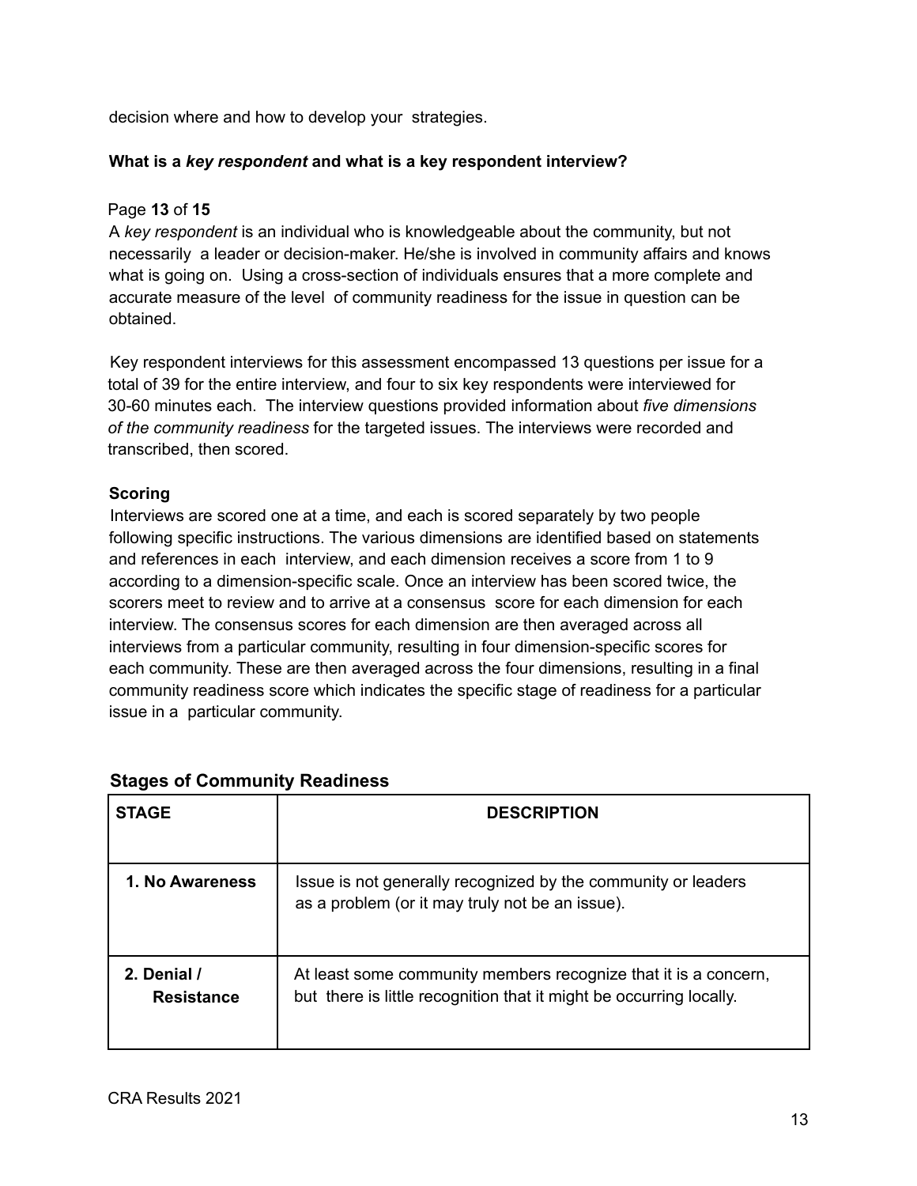decision where and how to develop your strategies.

**What is a *key respondent* and what is a key respondent interview?**

A *key respondent* is an individual who is knowledgeable about the community, but not necessarily a leader or decision-maker. He/she is involved in community affairs and knows what is going on. Using a cross-section of individuals ensures that a more complete and accurate measure of the level of community readiness for the issue in question can be obtained.

Key respondent interviews for this assessment encompassed 13 questions per issue for a total of 39 for the entire interview, and four to six key respondents were interviewed for 30-60 minutes each. The interview questions provided information about *five dimensions of the community readiness* for the targeted issues. The interviews were recorded and transcribed, then scored.

**Scoring**

Interviews are scored one at a time, and each is scored separately by two people following specific instructions. The various dimensions are identified based on statements and references in each interview, and each dimension receives a score from 1 to 9 according to a dimension-specific scale. Once an interview has been scored twice, the scorers meet to review and to arrive at a consensus score for each dimension for each interview. The consensus scores for each dimension are then averaged across all interviews from a particular community, resulting in four dimension-specific scores for each community. These are then averaged across the four dimensions, resulting in a final community readiness score which indicates the specific stage of readiness for a particular issue in a particular community.

### Stages of Community Readiness

| STAGE | DESCRIPTION |
|---|---|
| **1. No Awareness** | Issue is not generally recognized by the community or leaders as a problem (or it may truly not be an issue). |
| **2. Denial / Resistance** | At least some community members recognize that it is a concern, but there is little recognition that it might be occurring locally. |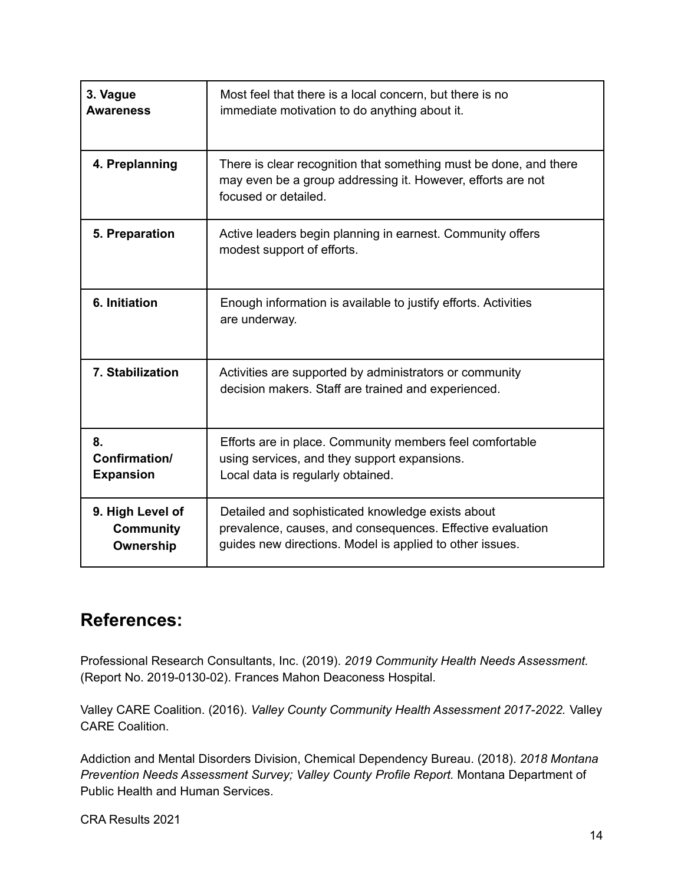| | |
|---|---|
| **3. Vague Awareness** | Most feel that there is a local concern, but there is no immediate motivation to do anything about it. |
| **4. Preplanning** | There is clear recognition that something must be done, and there may even be a group addressing it. However, efforts are not focused or detailed. |
| **5. Preparation** | Active leaders begin planning in earnest. Community offers modest support of efforts. |
| **6. Initiation** | Enough information is available to justify efforts. Activities are underway. |
| **7. Stabilization** | Activities are supported by administrators or community decision makers. Staff are trained and experienced. |
| **8. Confirmation/ Expansion** | Efforts are in place. Community members feel comfortable using services, and they support expansions. Local data is regularly obtained. |
| **9. High Level of Community Ownership** | Detailed and sophisticated knowledge exists about prevalence, causes, and consequences. Effective evaluation guides new directions. Model is applied to other issues. |

## References:

Professional Research Consultants, Inc. (2019). *2019 Community Health Needs Assessment.* (Report No. 2019-0130-02). Frances Mahon Deaconess Hospital.

Valley CARE Coalition. (2016). *Valley County Community Health Assessment 2017-2022.* Valley CARE Coalition.

Addiction and Mental Disorders Division, Chemical Dependency Bureau. (2018). *2018 Montana Prevention Needs Assessment Survey; Valley County Profile Report.* Montana Department of Public Health and Human Services.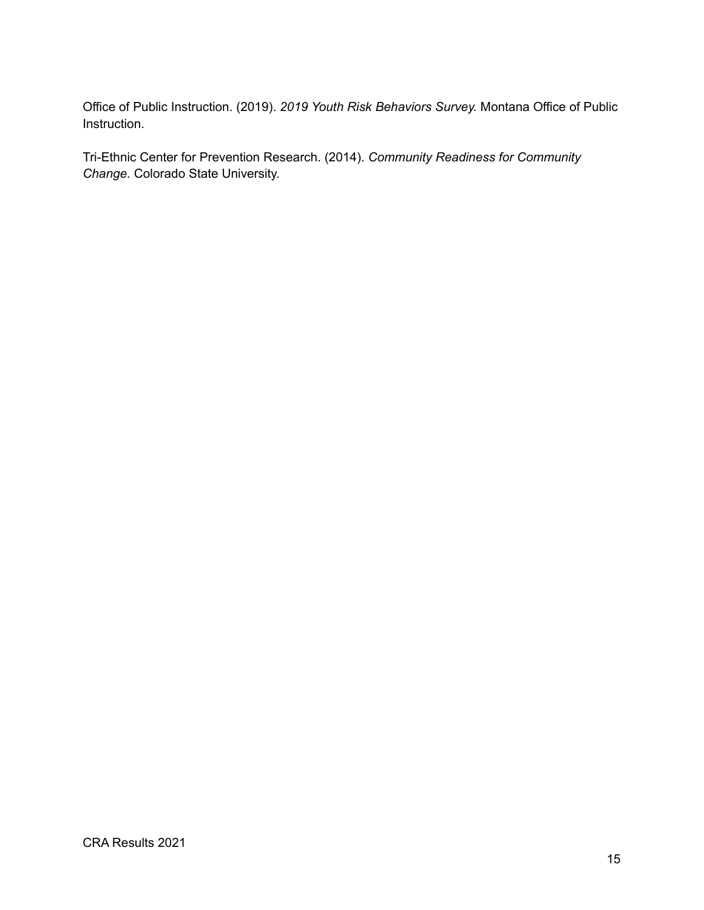Office of Public Instruction. (2019). *2019 Youth Risk Behaviors Survey.* Montana Office of Public Instruction.

Tri-Ethnic Center for Prevention Research. (2014). *Community Readiness for Community Change.* Colorado State University.